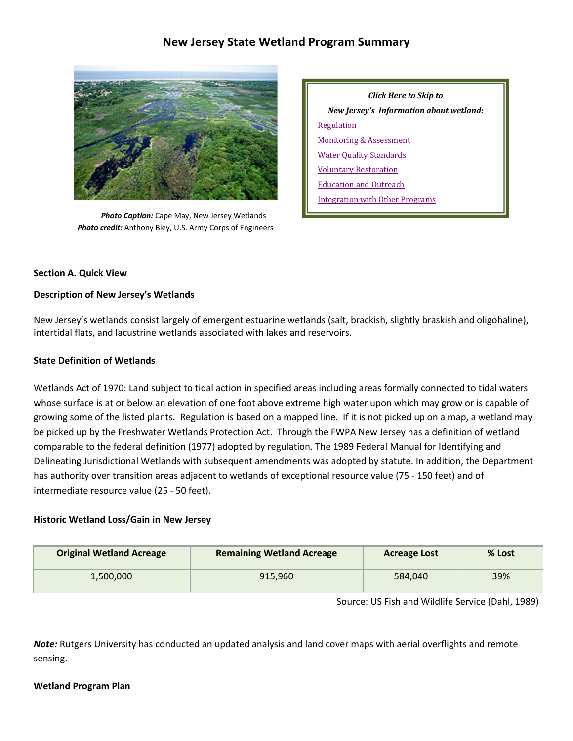# New Jersey State Wetland Program Summary

*Photo Caption:* Cape May, New Jersey Wetlands
*Photo credit:* Anthony Bley, U.S. Army Corps of Engineers

*Click Here to Skip to*
*New Jersey's Information about wetland:*

- Regulation
- Monitoring & Assessment
- Water Quality Standards
- Voluntary Restoration
- Education and Outreach
- Integration with Other Programs

## Section A. Quick View

### Description of New Jersey's Wetlands

New Jersey's wetlands consist largely of emergent estuarine wetlands (salt, brackish, slightly braskish and oligohaline), intertidal flats, and lacustrine wetlands associated with lakes and reservoirs.

### State Definition of Wetlands

Wetlands Act of 1970: Land subject to tidal action in specified areas including areas formally connected to tidal waters whose surface is at or below an elevation of one foot above extreme high water upon which may grow or is capable of growing some of the listed plants. Regulation is based on a mapped line. If it is not picked up on a map, a wetland may be picked up by the Freshwater Wetlands Protection Act. Through the FWPA New Jersey has a definition of wetland comparable to the federal definition (1977) adopted by regulation. The 1989 Federal Manual for Identifying and Delineating Jurisdictional Wetlands with subsequent amendments was adopted by statute. In addition, the Department has authority over transition areas adjacent to wetlands of exceptional resource value (75 - 150 feet) and of intermediate resource value (25 - 50 feet).

### Historic Wetland Loss/Gain in New Jersey

| Original Wetland Acreage | Remaining Wetland Acreage | Acreage Lost | % Lost |
|---|---|---|---|
| 1,500,000 | 915,960 | 584,040 | 39% |

Source: US Fish and Wildlife Service (Dahl, 1989)

***Note:*** Rutgers University has conducted an updated analysis and land cover maps with aerial overflights and remote sensing.

### Wetland Program Plan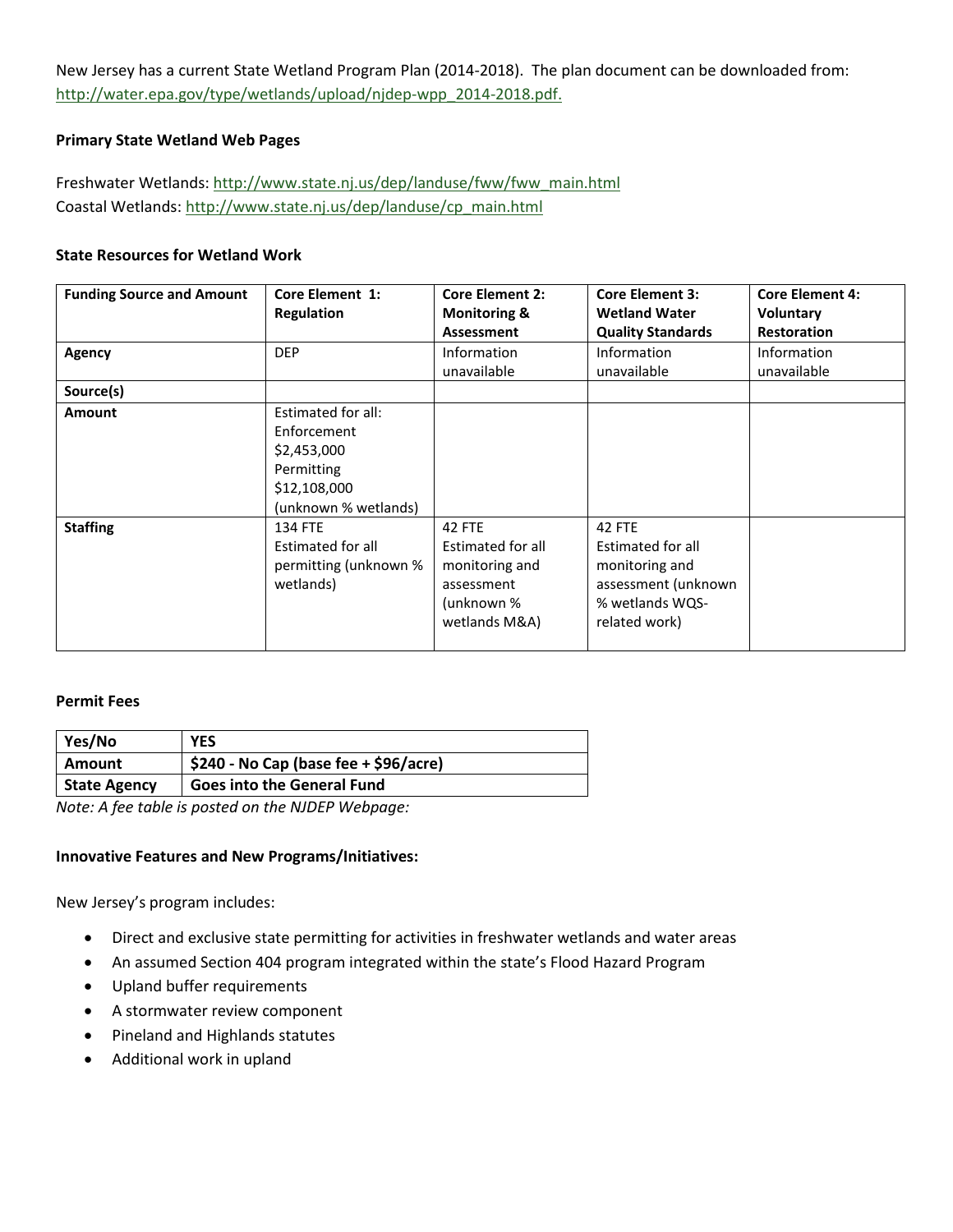New Jersey has a current State Wetland Program Plan (2014-2018). The plan document can be downloaded from: http://water.epa.gov/type/wetlands/upload/njdep-wpp_2014-2018.pdf.

**Primary State Wetland Web Pages**

Freshwater Wetlands: http://www.state.nj.us/dep/landuse/fww/fww_main.html
Coastal Wetlands: http://www.state.nj.us/dep/landuse/cp_main.html

**State Resources for Wetland Work**

| Funding Source and Amount | Core Element 1: Regulation | Core Element 2: Monitoring & Assessment | Core Element 3: Wetland Water Quality Standards | Core Element 4: Voluntary Restoration |
|---|---|---|---|---|
| **Agency** | DEP | Information unavailable | Information unavailable | Information unavailable |
| **Source(s)** | | | | |
| **Amount** | Estimated for all: Enforcement $2,453,000 Permitting $12,108,000 (unknown % wetlands) | | | |
| **Staffing** | 134 FTE Estimated for all permitting (unknown % wetlands) | 42 FTE Estimated for all monitoring and assessment (unknown % wetlands M&A) | 42 FTE Estimated for all monitoring and assessment (unknown % wetlands WQS-related work) | |

**Permit Fees**

| Yes/No | YES |
|---|---|
| Amount | $240 - No Cap (base fee + $96/acre) |
| State Agency | Goes into the General Fund |

*Note: A fee table is posted on the NJDEP Webpage:*

**Innovative Features and New Programs/Initiatives:**

New Jersey's program includes:

- Direct and exclusive state permitting for activities in freshwater wetlands and water areas
- An assumed Section 404 program integrated within the state's Flood Hazard Program
- Upland buffer requirements
- A stormwater review component
- Pineland and Highlands statutes
- Additional work in upland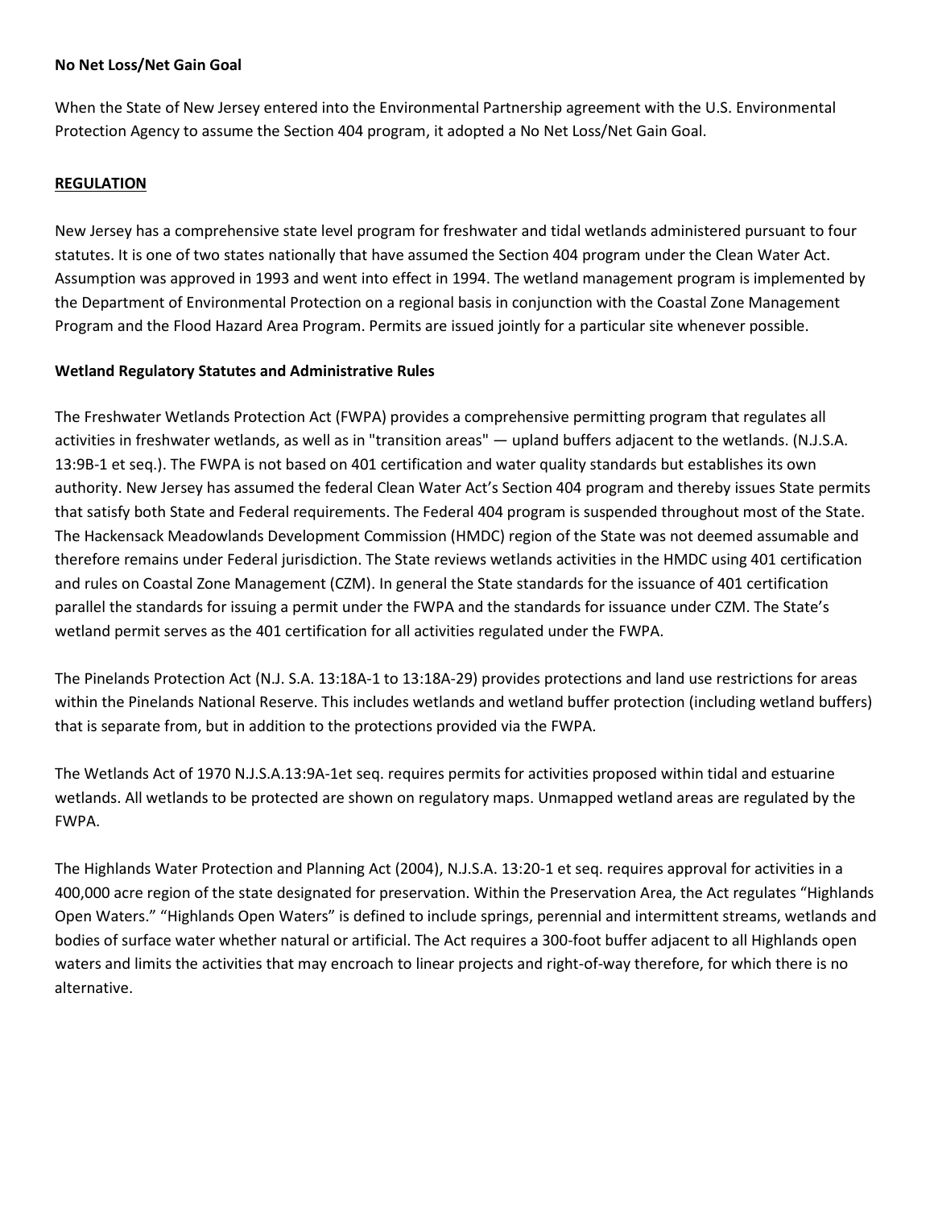### No Net Loss/Net Gain Goal

When the State of New Jersey entered into the Environmental Partnership agreement with the U.S. Environmental Protection Agency to assume the Section 404 program, it adopted a No Net Loss/Net Gain Goal.

## REGULATION

New Jersey has a comprehensive state level program for freshwater and tidal wetlands administered pursuant to four statutes. It is one of two states nationally that have assumed the Section 404 program under the Clean Water Act. Assumption was approved in 1993 and went into effect in 1994. The wetland management program is implemented by the Department of Environmental Protection on a regional basis in conjunction with the Coastal Zone Management Program and the Flood Hazard Area Program. Permits are issued jointly for a particular site whenever possible.

### Wetland Regulatory Statutes and Administrative Rules

The Freshwater Wetlands Protection Act (FWPA) provides a comprehensive permitting program that regulates all activities in freshwater wetlands, as well as in "transition areas" — upland buffers adjacent to the wetlands. (N.J.S.A. 13:9B-1 et seq.). The FWPA is not based on 401 certification and water quality standards but establishes its own authority. New Jersey has assumed the federal Clean Water Act's Section 404 program and thereby issues State permits that satisfy both State and Federal requirements. The Federal 404 program is suspended throughout most of the State. The Hackensack Meadowlands Development Commission (HMDC) region of the State was not deemed assumable and therefore remains under Federal jurisdiction. The State reviews wetlands activities in the HMDC using 401 certification and rules on Coastal Zone Management (CZM). In general the State standards for the issuance of 401 certification parallel the standards for issuing a permit under the FWPA and the standards for issuance under CZM. The State's wetland permit serves as the 401 certification for all activities regulated under the FWPA.

The Pinelands Protection Act (N.J. S.A. 13:18A-1 to 13:18A-29) provides protections and land use restrictions for areas within the Pinelands National Reserve. This includes wetlands and wetland buffer protection (including wetland buffers) that is separate from, but in addition to the protections provided via the FWPA.

The Wetlands Act of 1970 N.J.S.A.13:9A-1et seq. requires permits for activities proposed within tidal and estuarine wetlands. All wetlands to be protected are shown on regulatory maps. Unmapped wetland areas are regulated by the FWPA.

The Highlands Water Protection and Planning Act (2004), N.J.S.A. 13:20-1 et seq. requires approval for activities in a 400,000 acre region of the state designated for preservation. Within the Preservation Area, the Act regulates "Highlands Open Waters." "Highlands Open Waters" is defined to include springs, perennial and intermittent streams, wetlands and bodies of surface water whether natural or artificial. The Act requires a 300-foot buffer adjacent to all Highlands open waters and limits the activities that may encroach to linear projects and right-of-way therefore, for which there is no alternative.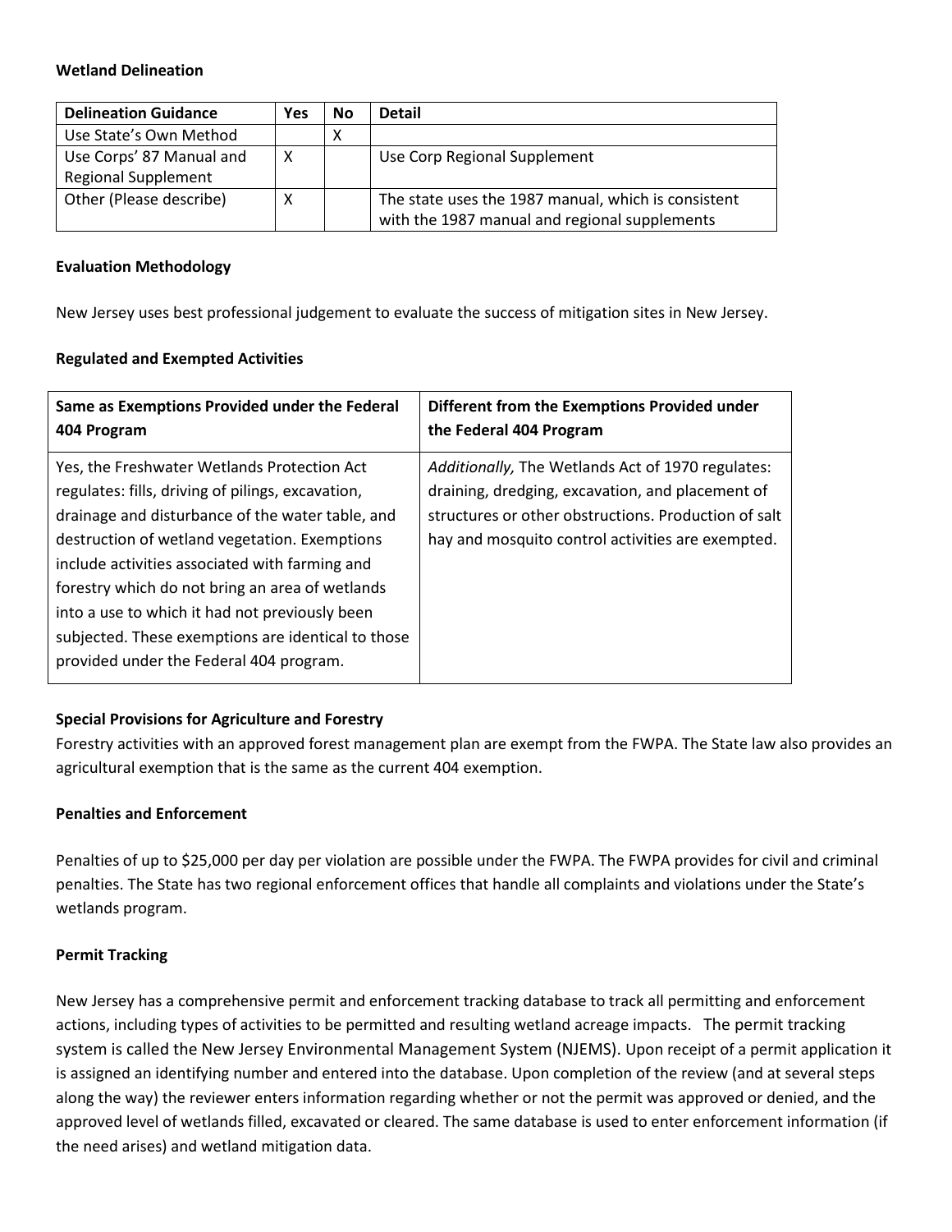**Wetland Delineation**

| Delineation Guidance | Yes | No | Detail |
| --- | --- | --- | --- |
| Use State's Own Method | | X | |
| Use Corps' 87 Manual and Regional Supplement | X | | Use Corp Regional Supplement |
| Other (Please describe) | X | | The state uses the 1987 manual, which is consistent with the 1987 manual and regional supplements |

**Evaluation Methodology**

New Jersey uses best professional judgement to evaluate the success of mitigation sites in New Jersey.

**Regulated and Exempted Activities**

| Same as Exemptions Provided under the Federal 404 Program | Different from the Exemptions Provided under the Federal 404 Program |
| --- | --- |
| Yes, the Freshwater Wetlands Protection Act regulates: fills, driving of pilings, excavation, drainage and disturbance of the water table, and destruction of wetland vegetation. Exemptions include activities associated with farming and forestry which do not bring an area of wetlands into a use to which it had not previously been subjected. These exemptions are identical to those provided under the Federal 404 program. | *Additionally,* The Wetlands Act of 1970 regulates: draining, dredging, excavation, and placement of structures or other obstructions. Production of salt hay and mosquito control activities are exempted. |

**Special Provisions for Agriculture and Forestry**

Forestry activities with an approved forest management plan are exempt from the FWPA. The State law also provides an agricultural exemption that is the same as the current 404 exemption.

**Penalties and Enforcement**

Penalties of up to $25,000 per day per violation are possible under the FWPA. The FWPA provides for civil and criminal penalties. The State has two regional enforcement offices that handle all complaints and violations under the State's wetlands program.

**Permit Tracking**

New Jersey has a comprehensive permit and enforcement tracking database to track all permitting and enforcement actions, including types of activities to be permitted and resulting wetland acreage impacts. The permit tracking system is called the New Jersey Environmental Management System (NJEMS). Upon receipt of a permit application it is assigned an identifying number and entered into the database. Upon completion of the review (and at several steps along the way) the reviewer enters information regarding whether or not the permit was approved or denied, and the approved level of wetlands filled, excavated or cleared. The same database is used to enter enforcement information (if the need arises) and wetland mitigation data.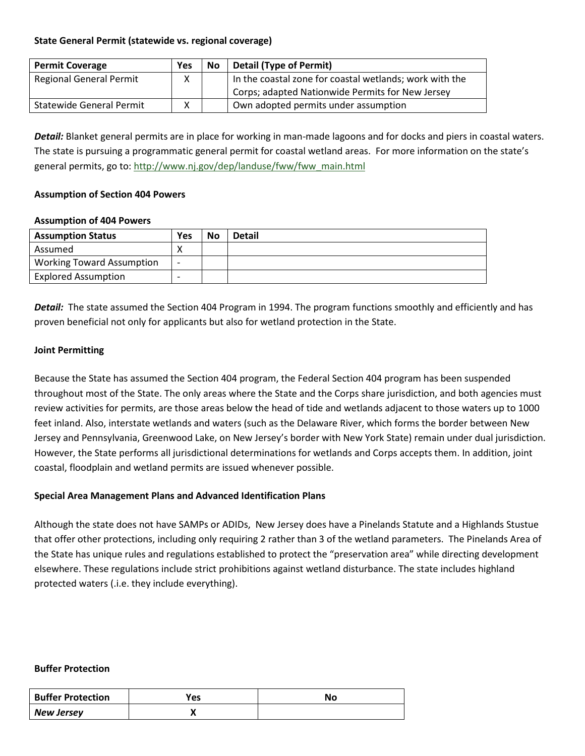**State General Permit (statewide vs. regional coverage)**

| Permit Coverage | Yes | No | Detail (Type of Permit) |
|---|---|---|---|
| Regional General Permit | X | | In the coastal zone for coastal wetlands; work with the Corps; adapted Nationwide Permits for New Jersey |
| Statewide General Permit | X | | Own adopted permits under assumption |

***Detail:*** Blanket general permits are in place for working in man-made lagoons and for docks and piers in coastal waters. The state is pursuing a programmatic general permit for coastal wetland areas. For more information on the state's general permits, go to: http://www.nj.gov/dep/landuse/fww/fww_main.html

**Assumption of Section 404 Powers**

**Assumption of 404 Powers**

| Assumption Status | Yes | No | Detail |
|---|---|---|---|
| Assumed | X | | |
| Working Toward Assumption | - | | |
| Explored Assumption | - | | |

***Detail:*** The state assumed the Section 404 Program in 1994. The program functions smoothly and efficiently and has proven beneficial not only for applicants but also for wetland protection in the State.

**Joint Permitting**

Because the State has assumed the Section 404 program, the Federal Section 404 program has been suspended throughout most of the State. The only areas where the State and the Corps share jurisdiction, and both agencies must review activities for permits, are those areas below the head of tide and wetlands adjacent to those waters up to 1000 feet inland. Also, interstate wetlands and waters (such as the Delaware River, which forms the border between New Jersey and Pennsylvania, Greenwood Lake, on New Jersey's border with New York State) remain under dual jurisdiction. However, the State performs all jurisdictional determinations for wetlands and Corps accepts them. In addition, joint coastal, floodplain and wetland permits are issued whenever possible.

**Special Area Management Plans and Advanced Identification Plans**

Although the state does not have SAMPs or ADIDs, New Jersey does have a Pinelands Statute and a Highlands Stustue that offer other protections, including only requiring 2 rather than 3 of the wetland parameters. The Pinelands Area of the State has unique rules and regulations established to protect the "preservation area" while directing development elsewhere. These regulations include strict prohibitions against wetland disturbance. The state includes highland protected waters (.i.e. they include everything).

**Buffer Protection**

| Buffer Protection | Yes | No |
|---|---|---|
| ***New Jersey*** | **X** | |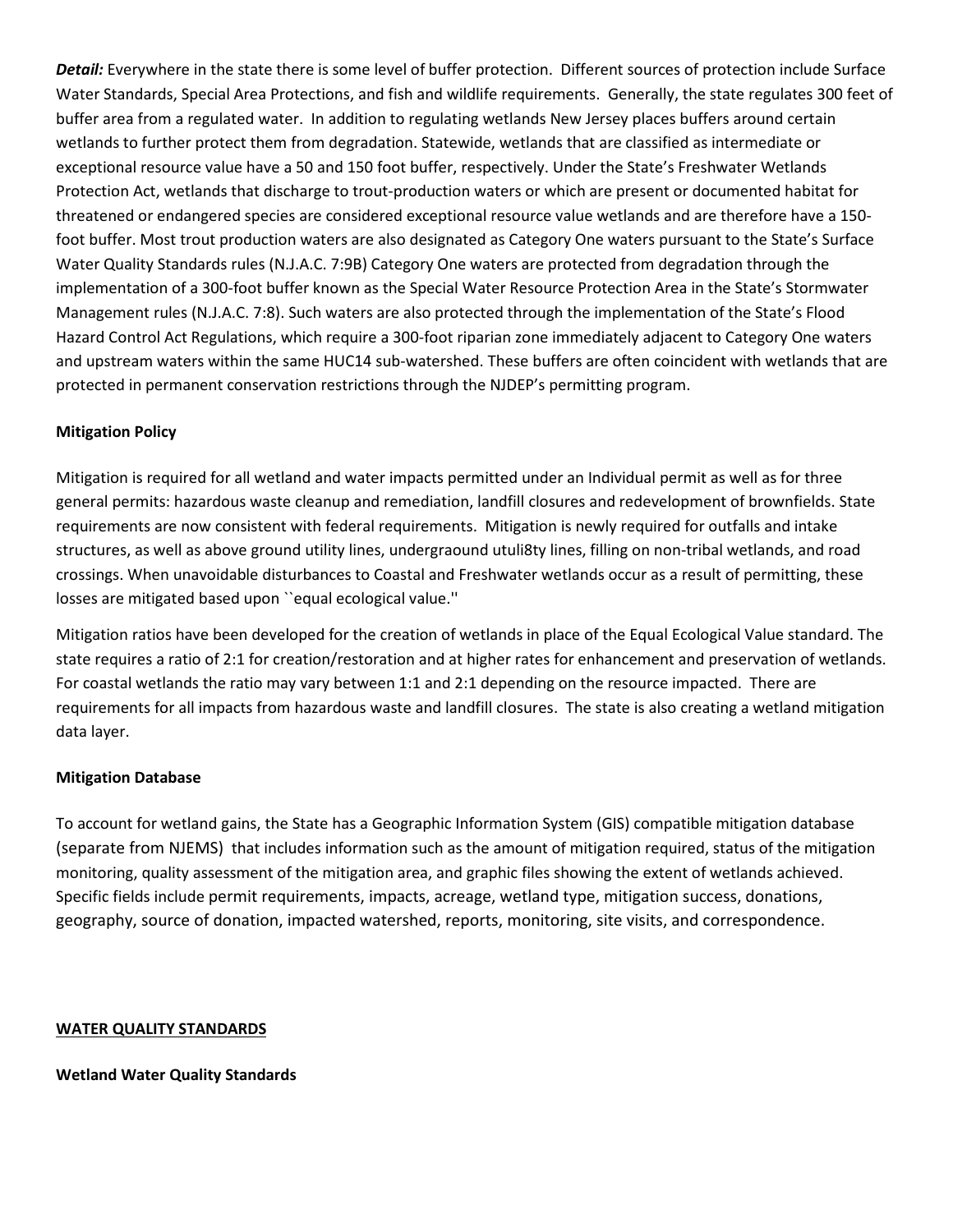***Detail:*** Everywhere in the state there is some level of buffer protection. Different sources of protection include Surface Water Standards, Special Area Protections, and fish and wildlife requirements. Generally, the state regulates 300 feet of buffer area from a regulated water. In addition to regulating wetlands New Jersey places buffers around certain wetlands to further protect them from degradation. Statewide, wetlands that are classified as intermediate or exceptional resource value have a 50 and 150 foot buffer, respectively. Under the State's Freshwater Wetlands Protection Act, wetlands that discharge to trout-production waters or which are present or documented habitat for threatened or endangered species are considered exceptional resource value wetlands and are therefore have a 150-foot buffer. Most trout production waters are also designated as Category One waters pursuant to the State's Surface Water Quality Standards rules (N.J.A.C. 7:9B) Category One waters are protected from degradation through the implementation of a 300-foot buffer known as the Special Water Resource Protection Area in the State's Stormwater Management rules (N.J.A.C. 7:8). Such waters are also protected through the implementation of the State's Flood Hazard Control Act Regulations, which require a 300-foot riparian zone immediately adjacent to Category One waters and upstream waters within the same HUC14 sub-watershed. These buffers are often coincident with wetlands that are protected in permanent conservation restrictions through the NJDEP's permitting program.

**Mitigation Policy**

Mitigation is required for all wetland and water impacts permitted under an Individual permit as well as for three general permits: hazardous waste cleanup and remediation, landfill closures and redevelopment of brownfields. State requirements are now consistent with federal requirements. Mitigation is newly required for outfalls and intake structures, as well as above ground utility lines, undergraound utuli8ty lines, filling on non-tribal wetlands, and road crossings. When unavoidable disturbances to Coastal and Freshwater wetlands occur as a result of permitting, these losses are mitigated based upon ``equal ecological value.''

Mitigation ratios have been developed for the creation of wetlands in place of the Equal Ecological Value standard. The state requires a ratio of 2:1 for creation/restoration and at higher rates for enhancement and preservation of wetlands. For coastal wetlands the ratio may vary between 1:1 and 2:1 depending on the resource impacted. There are requirements for all impacts from hazardous waste and landfill closures. The state is also creating a wetland mitigation data layer.

**Mitigation Database**

To account for wetland gains, the State has a Geographic Information System (GIS) compatible mitigation database (separate from NJEMS) that includes information such as the amount of mitigation required, status of the mitigation monitoring, quality assessment of the mitigation area, and graphic files showing the extent of wetlands achieved. Specific fields include permit requirements, impacts, acreage, wetland type, mitigation success, donations, geography, source of donation, impacted watershed, reports, monitoring, site visits, and correspondence.

## WATER QUALITY STANDARDS

**Wetland Water Quality Standards**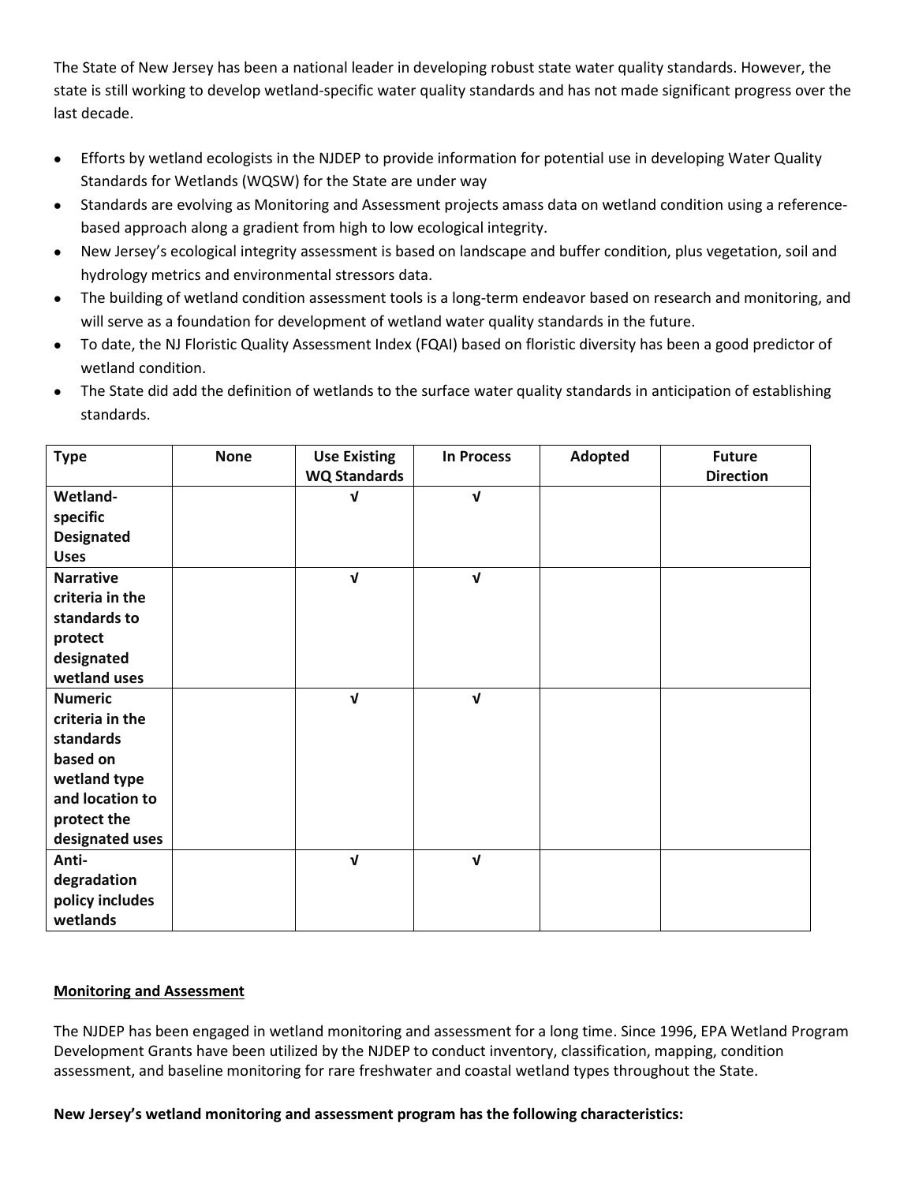The State of New Jersey has been a national leader in developing robust state water quality standards. However, the state is still working to develop wetland-specific water quality standards and has not made significant progress over the last decade.

- Efforts by wetland ecologists in the NJDEP to provide information for potential use in developing Water Quality Standards for Wetlands (WQSW) for the State are under way
- Standards are evolving as Monitoring and Assessment projects amass data on wetland condition using a reference-based approach along a gradient from high to low ecological integrity.
- New Jersey's ecological integrity assessment is based on landscape and buffer condition, plus vegetation, soil and hydrology metrics and environmental stressors data.
- The building of wetland condition assessment tools is a long-term endeavor based on research and monitoring, and will serve as a foundation for development of wetland water quality standards in the future.
- To date, the NJ Floristic Quality Assessment Index (FQAI) based on floristic diversity has been a good predictor of wetland condition.
- The State did add the definition of wetlands to the surface water quality standards in anticipation of establishing standards.

| Type | None | Use Existing WQ Standards | In Process | Adopted | Future Direction |
|---|---|---|---|---|---|
| **Wetland-specific Designated Uses** | | √ | √ | | |
| **Narrative criteria in the standards to protect designated wetland uses** | | √ | √ | | |
| **Numeric criteria in the standards based on wetland type and location to protect the designated uses** | | √ | √ | | |
| **Anti-degradation policy includes wetlands** | | √ | √ | | |

**Monitoring and Assessment**

The NJDEP has been engaged in wetland monitoring and assessment for a long time. Since 1996, EPA Wetland Program Development Grants have been utilized by the NJDEP to conduct inventory, classification, mapping, condition assessment, and baseline monitoring for rare freshwater and coastal wetland types throughout the State.

**New Jersey's wetland monitoring and assessment program has the following characteristics:**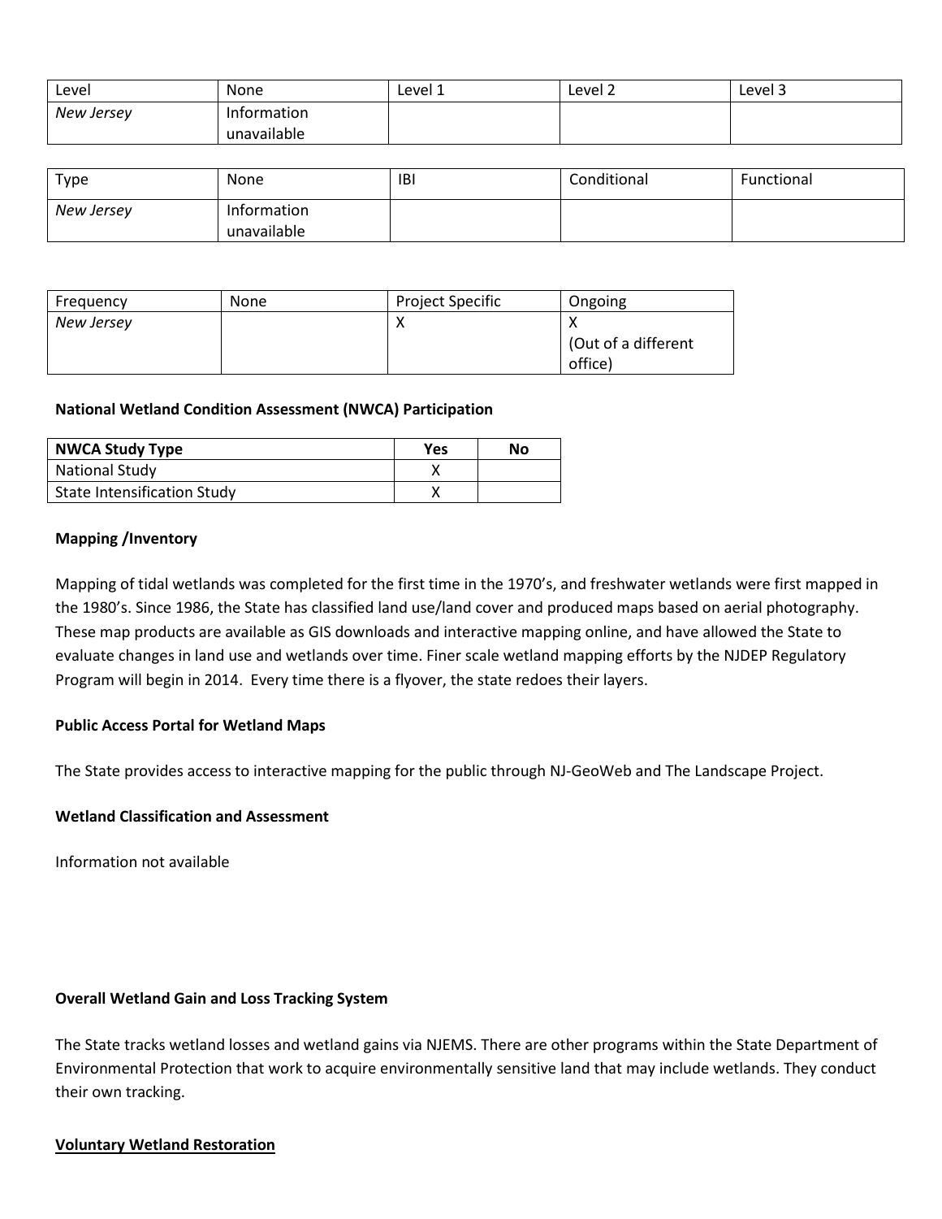| Level | None | Level 1 | Level 2 | Level 3 |
|---|---|---|---|---|
| *New Jersey* | Information unavailable | | | |

| Type | None | IBI | Conditional | Functional |
|---|---|---|---|---|
| *New Jersey* | Information unavailable | | | |

| Frequency | None | Project Specific | Ongoing |
|---|---|---|---|
| *New Jersey* | | X | X (Out of a different office) |

**National Wetland Condition Assessment (NWCA) Participation**

| NWCA Study Type | Yes | No |
|---|---|---|
| National Study | X | |
| State Intensification Study | X | |

**Mapping /Inventory**

Mapping of tidal wetlands was completed for the first time in the 1970's, and freshwater wetlands were first mapped in the 1980's. Since 1986, the State has classified land use/land cover and produced maps based on aerial photography. These map products are available as GIS downloads and interactive mapping online, and have allowed the State to evaluate changes in land use and wetlands over time. Finer scale wetland mapping efforts by the NJDEP Regulatory Program will begin in 2014. Every time there is a flyover, the state redoes their layers.

**Public Access Portal for Wetland Maps**

The State provides access to interactive mapping for the public through NJ-GeoWeb and The Landscape Project.

**Wetland Classification and Assessment**

Information not available

**Overall Wetland Gain and Loss Tracking System**

The State tracks wetland losses and wetland gains via NJEMS. There are other programs within the State Department of Environmental Protection that work to acquire environmentally sensitive land that may include wetlands. They conduct their own tracking.

**Voluntary Wetland Restoration**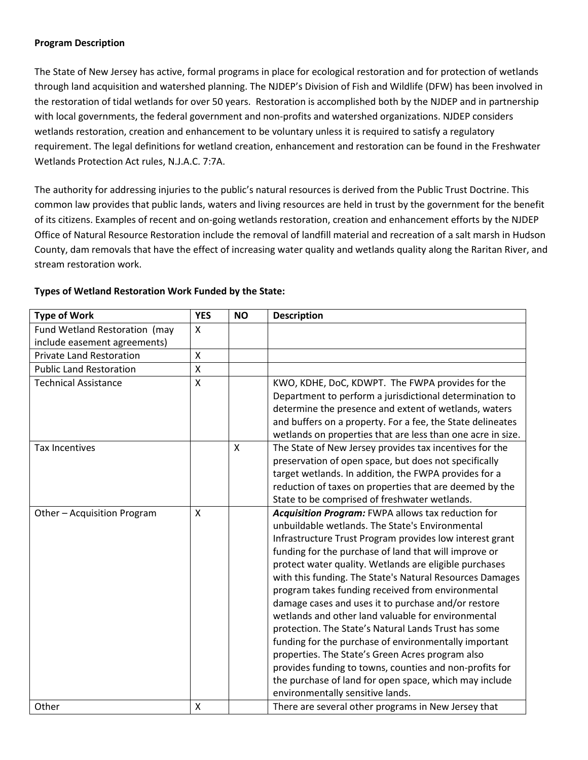**Program Description**

The State of New Jersey has active, formal programs in place for ecological restoration and for protection of wetlands through land acquisition and watershed planning. The NJDEP's Division of Fish and Wildlife (DFW) has been involved in the restoration of tidal wetlands for over 50 years. Restoration is accomplished both by the NJDEP and in partnership with local governments, the federal government and non-profits and watershed organizations. NJDEP considers wetlands restoration, creation and enhancement to be voluntary unless it is required to satisfy a regulatory requirement. The legal definitions for wetland creation, enhancement and restoration can be found in the Freshwater Wetlands Protection Act rules, N.J.A.C. 7:7A.

The authority for addressing injuries to the public's natural resources is derived from the Public Trust Doctrine. This common law provides that public lands, waters and living resources are held in trust by the government for the benefit of its citizens. Examples of recent and on-going wetlands restoration, creation and enhancement efforts by the NJDEP Office of Natural Resource Restoration include the removal of landfill material and recreation of a salt marsh in Hudson County, dam removals that have the effect of increasing water quality and wetlands quality along the Raritan River, and stream restoration work.

**Types of Wetland Restoration Work Funded by the State:**

| Type of Work | YES | NO | Description |
|---|---|---|---|
| Fund Wetland Restoration (may include easement agreements) | X | | |
| Private Land Restoration | X | | |
| Public Land Restoration | X | | |
| Technical Assistance | X | | KWO, KDHE, DoC, KDWPT. The FWPA provides for the Department to perform a jurisdictional determination to determine the presence and extent of wetlands, waters and buffers on a property. For a fee, the State delineates wetlands on properties that are less than one acre in size. |
| Tax Incentives | | X | The State of New Jersey provides tax incentives for the preservation of open space, but does not specifically target wetlands. In addition, the FWPA provides for a reduction of taxes on properties that are deemed by the State to be comprised of freshwater wetlands. |
| Other – Acquisition Program | X | | ***Acquisition Program:*** FWPA allows tax reduction for unbuildable wetlands. The State's Environmental Infrastructure Trust Program provides low interest grant funding for the purchase of land that will improve or protect water quality. Wetlands are eligible purchases with this funding. The State's Natural Resources Damages program takes funding received from environmental damage cases and uses it to purchase and/or restore wetlands and other land valuable for environmental protection. The State's Natural Lands Trust has some funding for the purchase of environmentally important properties. The State's Green Acres program also provides funding to towns, counties and non-profits for the purchase of land for open space, which may include environmentally sensitive lands. |
| Other | X | | There are several other programs in New Jersey that |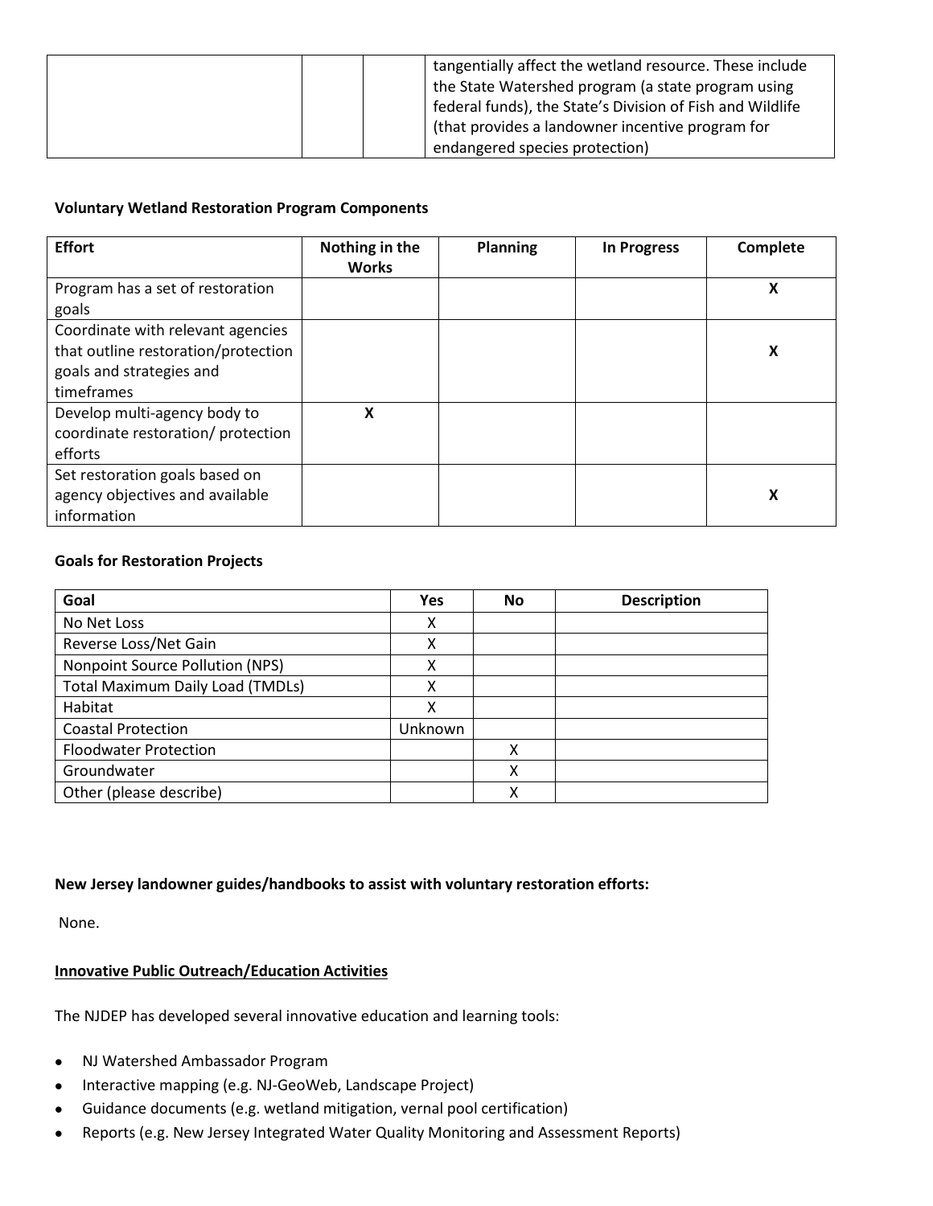| | | | |
|---|---|---|---|
| | | | tangentially affect the wetland resource. These include the State Watershed program (a state program using federal funds), the State's Division of Fish and Wildlife (that provides a landowner incentive program for endangered species protection) |

**Voluntary Wetland Restoration Program Components**

| Effort | Nothing in the Works | Planning | In Progress | Complete |
|---|---|---|---|---|
| Program has a set of restoration goals | | | | **X** |
| Coordinate with relevant agencies that outline restoration/protection goals and strategies and timeframes | | | | **X** |
| Develop multi-agency body to coordinate restoration/ protection efforts | **X** | | | |
| Set restoration goals based on agency objectives and available information | | | | **X** |

**Goals for Restoration Projects**

| Goal | Yes | No | Description |
|---|---|---|---|
| No Net Loss | X | | |
| Reverse Loss/Net Gain | X | | |
| Nonpoint Source Pollution (NPS) | X | | |
| Total Maximum Daily Load (TMDLs) | X | | |
| Habitat | X | | |
| Coastal Protection | Unknown | | |
| Floodwater Protection | | X | |
| Groundwater | | X | |
| Other (please describe) | | X | |

**New Jersey landowner guides/handbooks to assist with voluntary restoration efforts:**

None.

**Innovative Public Outreach/Education Activities**

The NJDEP has developed several innovative education and learning tools:

- NJ Watershed Ambassador Program
- Interactive mapping (e.g. NJ-GeoWeb, Landscape Project)
- Guidance documents (e.g. wetland mitigation, vernal pool certification)
- Reports (e.g. New Jersey Integrated Water Quality Monitoring and Assessment Reports)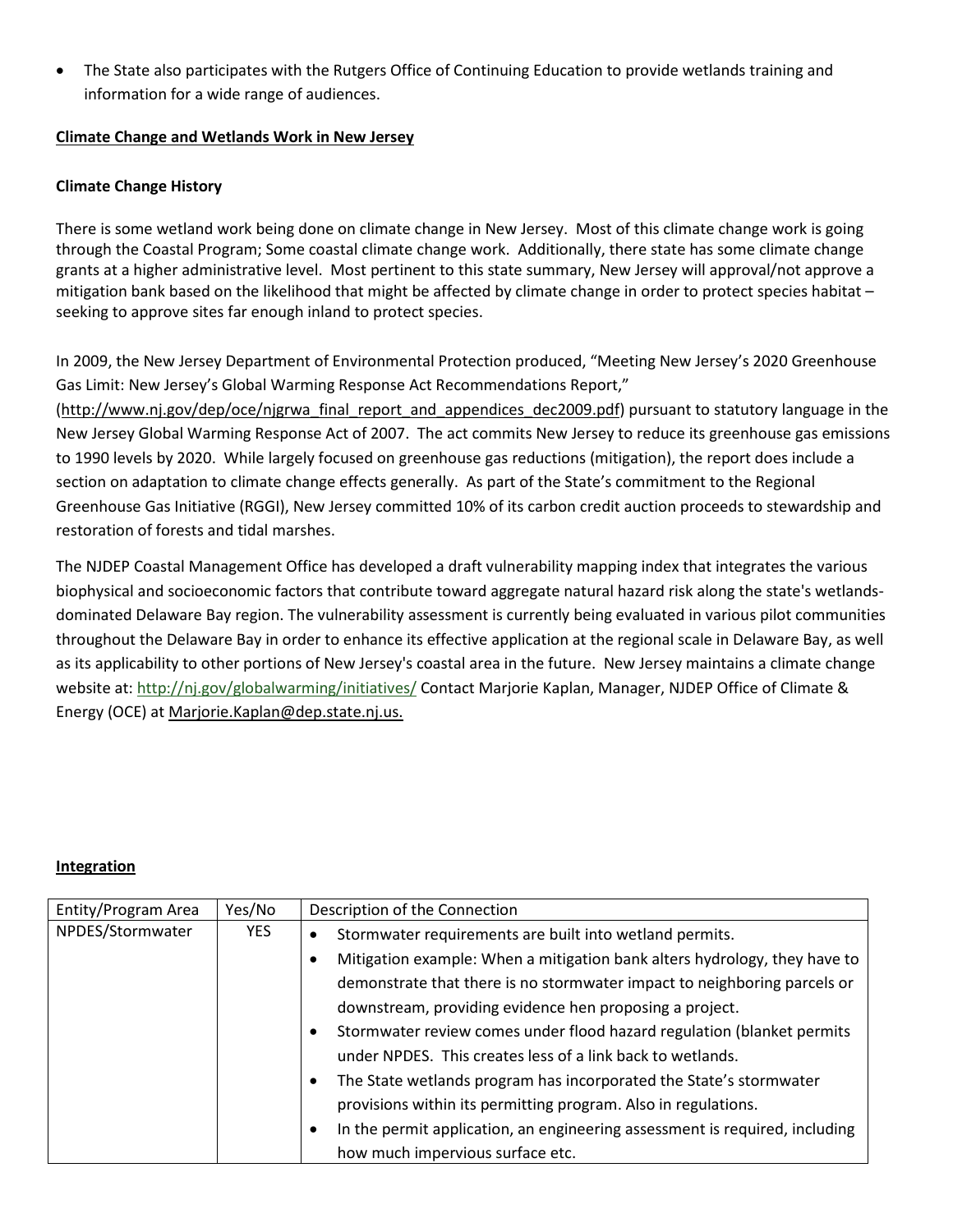- The State also participates with the Rutgers Office of Continuing Education to provide wetlands training and information for a wide range of audiences.

**Climate Change and Wetlands Work in New Jersey**

**Climate Change History**

There is some wetland work being done on climate change in New Jersey. Most of this climate change work is going through the Coastal Program; Some coastal climate change work. Additionally, there state has some climate change grants at a higher administrative level. Most pertinent to this state summary, New Jersey will approval/not approve a mitigation bank based on the likelihood that might be affected by climate change in order to protect species habitat – seeking to approve sites far enough inland to protect species.

In 2009, the New Jersey Department of Environmental Protection produced, "Meeting New Jersey's 2020 Greenhouse Gas Limit: New Jersey's Global Warming Response Act Recommendations Report," (http://www.nj.gov/dep/oce/njgrwa_final_report_and_appendices_dec2009.pdf) pursuant to statutory language in the New Jersey Global Warming Response Act of 2007. The act commits New Jersey to reduce its greenhouse gas emissions to 1990 levels by 2020. While largely focused on greenhouse gas reductions (mitigation), the report does include a section on adaptation to climate change effects generally. As part of the State's commitment to the Regional Greenhouse Gas Initiative (RGGI), New Jersey committed 10% of its carbon credit auction proceeds to stewardship and restoration of forests and tidal marshes.

The NJDEP Coastal Management Office has developed a draft vulnerability mapping index that integrates the various biophysical and socioeconomic factors that contribute toward aggregate natural hazard risk along the state's wetlands-dominated Delaware Bay region. The vulnerability assessment is currently being evaluated in various pilot communities throughout the Delaware Bay in order to enhance its effective application at the regional scale in Delaware Bay, as well as its applicability to other portions of New Jersey's coastal area in the future. New Jersey maintains a climate change website at: http://nj.gov/globalwarming/initiatives/ Contact Marjorie Kaplan, Manager, NJDEP Office of Climate & Energy (OCE) at Marjorie.Kaplan@dep.state.nj.us.

**Integration**

| Entity/Program Area | Yes/No | Description of the Connection |
|---|---|---|
| NPDES/Stormwater | YES | • Stormwater requirements are built into wetland permits.<br>• Mitigation example: When a mitigation bank alters hydrology, they have to demonstrate that there is no stormwater impact to neighboring parcels or downstream, providing evidence hen proposing a project.<br>• Stormwater review comes under flood hazard regulation (blanket permits under NPDES. This creates less of a link back to wetlands.<br>• The State wetlands program has incorporated the State's stormwater provisions within its permitting program. Also in regulations.<br>• In the permit application, an engineering assessment is required, including how much impervious surface etc. |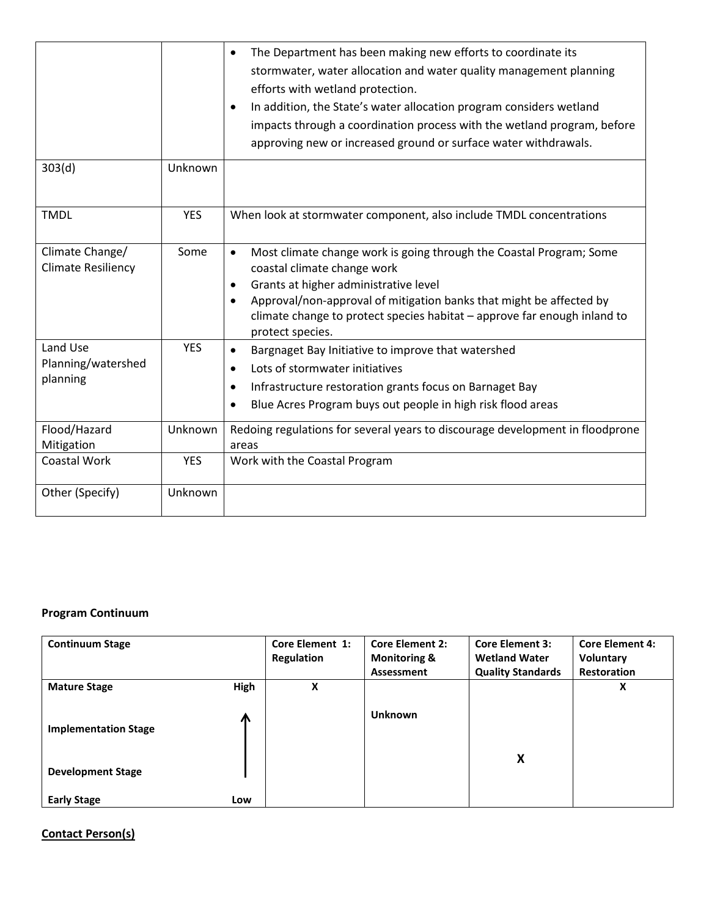| | | |
|---|---|---|
| | | • The Department has been making new efforts to coordinate its stormwater, water allocation and water quality management planning efforts with wetland protection.<br>• In addition, the State's water allocation program considers wetland impacts through a coordination process with the wetland program, before approving new or increased ground or surface water withdrawals. |
| 303(d) | Unknown | |
| TMDL | YES | When look at stormwater component, also include TMDL concentrations |
| Climate Change/ Climate Resiliency | Some | • Most climate change work is going through the Coastal Program; Some coastal climate change work<br>• Grants at higher administrative level<br>• Approval/non-approval of mitigation banks that might be affected by climate change to protect species habitat – approve far enough inland to protect species. |
| Land Use Planning/watershed planning | YES | • Bargnaget Bay Initiative to improve that watershed<br>• Lots of stormwater initiatives<br>• Infrastructure restoration grants focus on Barnaget Bay<br>• Blue Acres Program buys out people in high risk flood areas |
| Flood/Hazard Mitigation | Unknown | Redoing regulations for several years to discourage development in floodprone areas |
| Coastal Work | YES | Work with the Coastal Program |
| Other (Specify) | Unknown | |

**Program Continuum**

| Continuum Stage | | Core Element 1: Regulation | Core Element 2: Monitoring & Assessment | Core Element 3: Wetland Water Quality Standards | Core Element 4: Voluntary Restoration |
|---|---|---|---|---|---|
| Mature Stage | High | X | | | X |
| Implementation Stage | ↑ | | Unknown | | |
| Development Stage | | | | X | |
| Early Stage | Low | | | | |

**Contact Person(s)**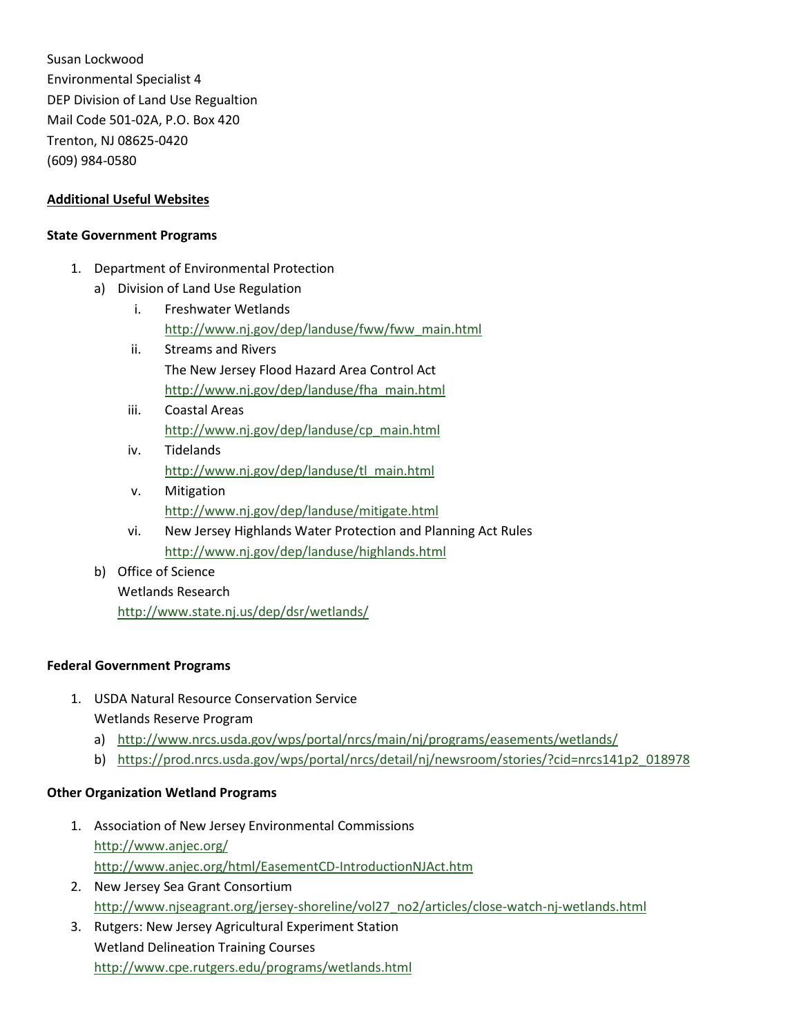Susan Lockwood
Environmental Specialist 4
DEP Division of Land Use Regualtion
Mail Code 501-02A, P.O. Box 420
Trenton, NJ 08625-0420
(609) 984-0580

**Additional Useful Websites**

**State Government Programs**

1. Department of Environmental Protection
   a) Division of Land Use Regulation
      i. Freshwater Wetlands
         http://www.nj.gov/dep/landuse/fww/fww_main.html
      ii. Streams and Rivers
          The New Jersey Flood Hazard Area Control Act
          http://www.nj.gov/dep/landuse/fha_main.html
      iii. Coastal Areas
           http://www.nj.gov/dep/landuse/cp_main.html
      iv. Tidelands
          http://www.nj.gov/dep/landuse/tl_main.html
      v. Mitigation
         http://www.nj.gov/dep/landuse/mitigate.html
      vi. New Jersey Highlands Water Protection and Planning Act Rules
          http://www.nj.gov/dep/landuse/highlands.html
   b) Office of Science
      Wetlands Research
      http://www.state.nj.us/dep/dsr/wetlands/

**Federal Government Programs**

1. USDA Natural Resource Conservation Service
   Wetlands Reserve Program
   a) http://www.nrcs.usda.gov/wps/portal/nrcs/main/nj/programs/easements/wetlands/
   b) https://prod.nrcs.usda.gov/wps/portal/nrcs/detail/nj/newsroom/stories/?cid=nrcs141p2_018978

**Other Organization Wetland Programs**

1. Association of New Jersey Environmental Commissions
   http://www.anjec.org/
   http://www.anjec.org/html/EasementCD-IntroductionNJAct.htm
2. New Jersey Sea Grant Consortium
   http://www.njseagrant.org/jersey-shoreline/vol27_no2/articles/close-watch-nj-wetlands.html
3. Rutgers: New Jersey Agricultural Experiment Station
   Wetland Delineation Training Courses
   http://www.cpe.rutgers.edu/programs/wetlands.html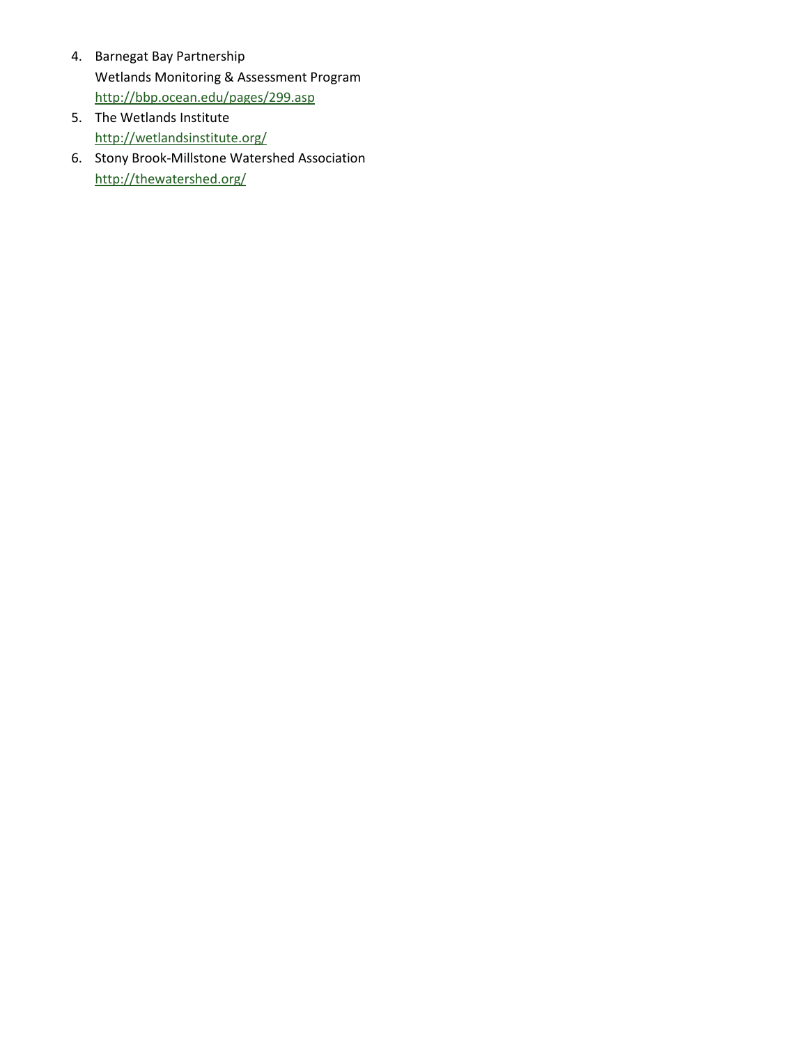4. Barnegat Bay Partnership
   Wetlands Monitoring & Assessment Program
   http://bbp.ocean.edu/pages/299.asp
5. The Wetlands Institute
   http://wetlandsinstitute.org/
6. Stony Brook-Millstone Watershed Association
   http://thewatershed.org/